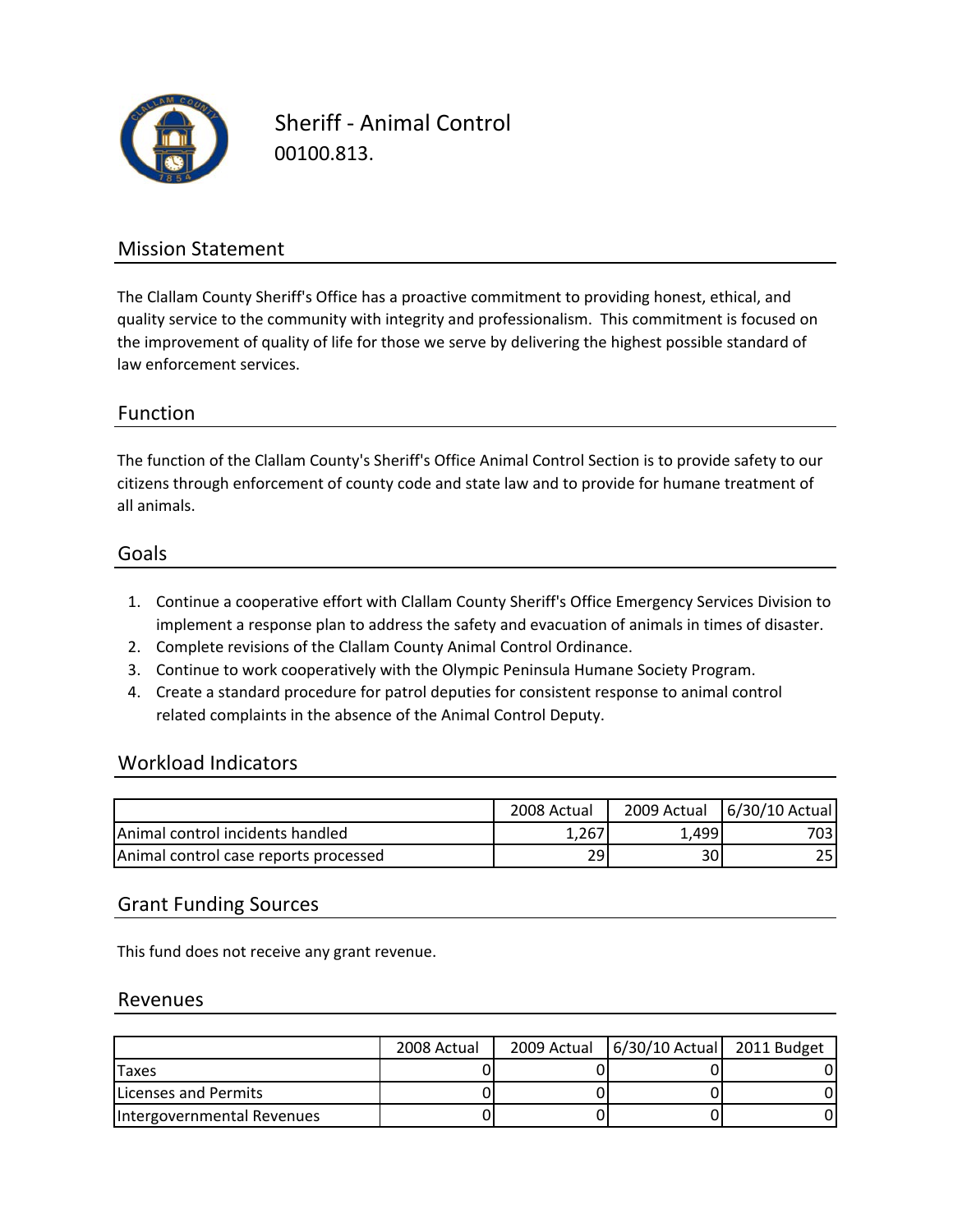# Sheriff - Animal Control

00100.813.

## Mission Statement

The Clallam County Sheriff's Office has a proactive commitment to providing honest, ethical, and quality service to the community with integrity and professionalism. This commitment is focused on the improvement of quality of life for those we serve by delivering the highest possible standard of law enforcement services.

## Function

The function of the Clallam County's Sheriff's Office Animal Control Section is to provide safety to our citizens through enforcement of county code and state law and to provide for humane treatment of all animals.

## Goals

1. Continue a cooperative effort with Clallam County Sheriff's Office Emergency Services Division to implement a response plan to address the safety and evacuation of animals in times of disaster.
2. Complete revisions of the Clallam County Animal Control Ordinance.
3. Continue to work cooperatively with the Olympic Peninsula Humane Society Program.
4. Create a standard procedure for patrol deputies for consistent response to animal control related complaints in the absence of the Animal Control Deputy.

## Workload Indicators

| | 2008 Actual | 2009 Actual | 6/30/10 Actual |
|---|---|---|---|
| Animal control incidents handled | 1,267 | 1,499 | 703 |
| Animal control case reports processed | 29 | 30 | 25 |

## Grant Funding Sources

This fund does not receive any grant revenue.

## Revenues

| | 2008 Actual | 2009 Actual | 6/30/10 Actual | 2011 Budget |
|---|---|---|---|---|
| Taxes | 0 | 0 | 0 | 0 |
| Licenses and Permits | 0 | 0 | 0 | 0 |
| Intergovernmental Revenues | 0 | 0 | 0 | 0 |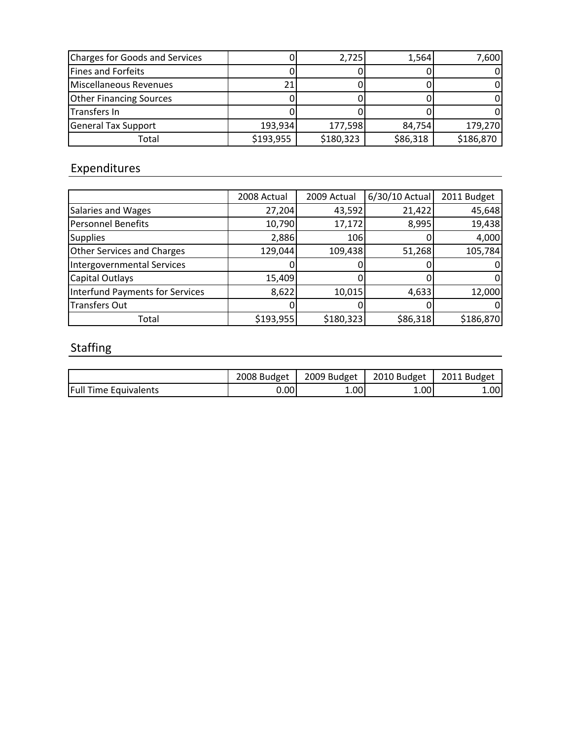| | | | | |
|---|---|---|---|---|
| Charges for Goods and Services | 0 | 2,725 | 1,564 | 7,600 |
| Fines and Forfeits | 0 | 0 | 0 | 0 |
| Miscellaneous Revenues | 21 | 0 | 0 | 0 |
| Other Financing Sources | 0 | 0 | 0 | 0 |
| Transfers In | 0 | 0 | 0 | 0 |
| General Tax Support | 193,934 | 177,598 | 84,754 | 179,270 |
| Total | $193,955 | $180,323 | $86,318 | $186,870 |

## Expenditures

| | 2008 Actual | 2009 Actual | 6/30/10 Actual | 2011 Budget |
|---|---|---|---|---|
| Salaries and Wages | 27,204 | 43,592 | 21,422 | 45,648 |
| Personnel Benefits | 10,790 | 17,172 | 8,995 | 19,438 |
| Supplies | 2,886 | 106 | 0 | 4,000 |
| Other Services and Charges | 129,044 | 109,438 | 51,268 | 105,784 |
| Intergovernmental Services | 0 | 0 | 0 | 0 |
| Capital Outlays | 15,409 | 0 | 0 | 0 |
| Interfund Payments for Services | 8,622 | 10,015 | 4,633 | 12,000 |
| Transfers Out | 0 | 0 | 0 | 0 |
| Total | $193,955 | $180,323 | $86,318 | $186,870 |

## Staffing

| | 2008 Budget | 2009 Budget | 2010 Budget | 2011 Budget |
|---|---|---|---|---|
| Full Time Equivalents | 0.00 | 1.00 | 1.00 | 1.00 |